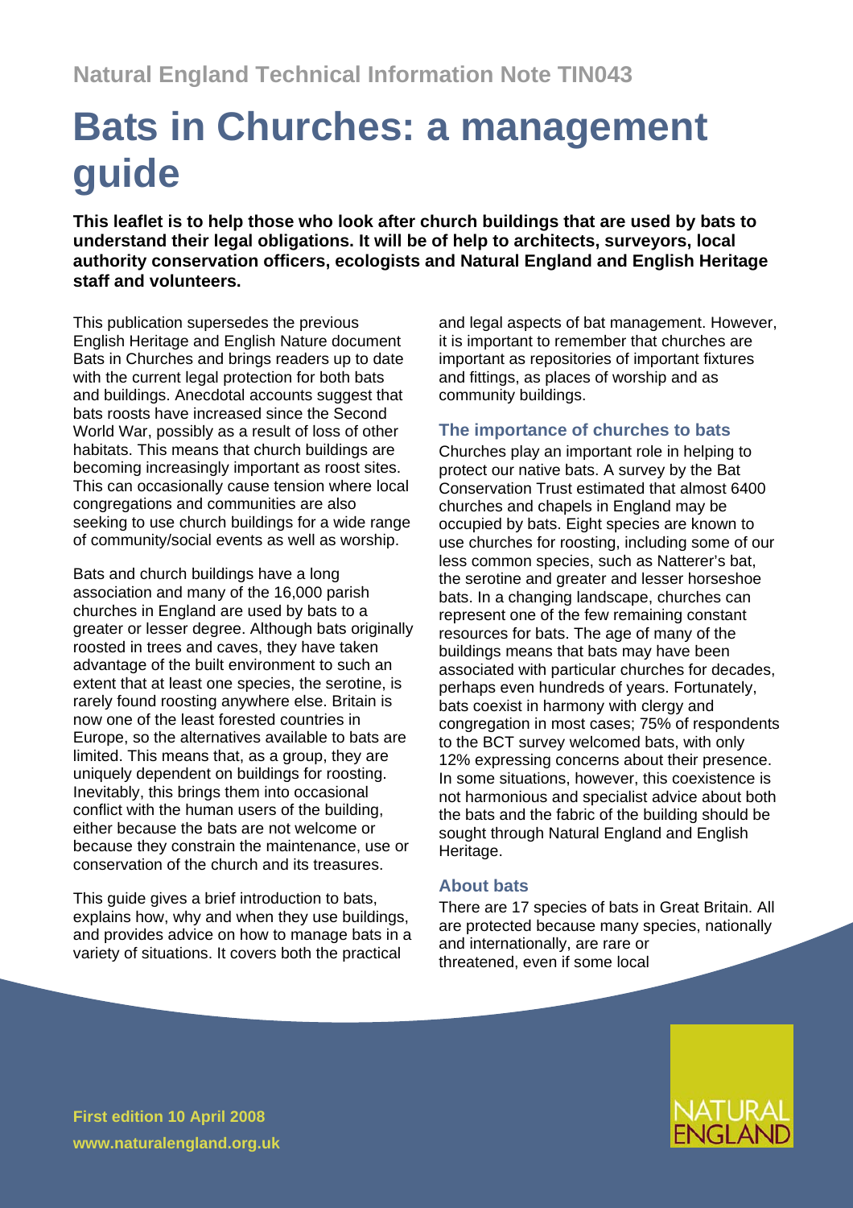Natural England Technical Information Note TIN043

# Bats in Churches: a management guide

**This leaflet is to help those who look after church buildings that are used by bats to understand their legal obligations. It will be of help to architects, surveyors, local authority conservation officers, ecologists and Natural England and English Heritage staff and volunteers.**

This publication supersedes the previous English Heritage and English Nature document Bats in Churches and brings readers up to date with the current legal protection for both bats and buildings. Anecdotal accounts suggest that bats roosts have increased since the Second World War, possibly as a result of loss of other habitats. This means that church buildings are becoming increasingly important as roost sites. This can occasionally cause tension where local congregations and communities are also seeking to use church buildings for a wide range of community/social events as well as worship.

Bats and church buildings have a long association and many of the 16,000 parish churches in England are used by bats to a greater or lesser degree. Although bats originally roosted in trees and caves, they have taken advantage of the built environment to such an extent that at least one species, the serotine, is rarely found roosting anywhere else. Britain is now one of the least forested countries in Europe, so the alternatives available to bats are limited. This means that, as a group, they are uniquely dependent on buildings for roosting. Inevitably, this brings them into occasional conflict with the human users of the building, either because the bats are not welcome or because they constrain the maintenance, use or conservation of the church and its treasures.

This guide gives a brief introduction to bats, explains how, why and when they use buildings, and provides advice on how to manage bats in a variety of situations. It covers both the practical and legal aspects of bat management. However, it is important to remember that churches are important as repositories of important fixtures and fittings, as places of worship and as community buildings.

## The importance of churches to bats

Churches play an important role in helping to protect our native bats. A survey by the Bat Conservation Trust estimated that almost 6400 churches and chapels in England may be occupied by bats. Eight species are known to use churches for roosting, including some of our less common species, such as Natterer's bat, the serotine and greater and lesser horseshoe bats. In a changing landscape, churches can represent one of the few remaining constant resources for bats. The age of many of the buildings means that bats may have been associated with particular churches for decades, perhaps even hundreds of years. Fortunately, bats coexist in harmony with clergy and congregation in most cases; 75% of respondents to the BCT survey welcomed bats, with only 12% expressing concerns about their presence. In some situations, however, this coexistence is not harmonious and specialist advice about both the bats and the fabric of the building should be sought through Natural England and English Heritage.

## About bats

There are 17 species of bats in Great Britain. All are protected because many species, nationally and internationally, are rare or threatened, even if some local

**First edition 10 April 2008**
**www.naturalengland.org.uk**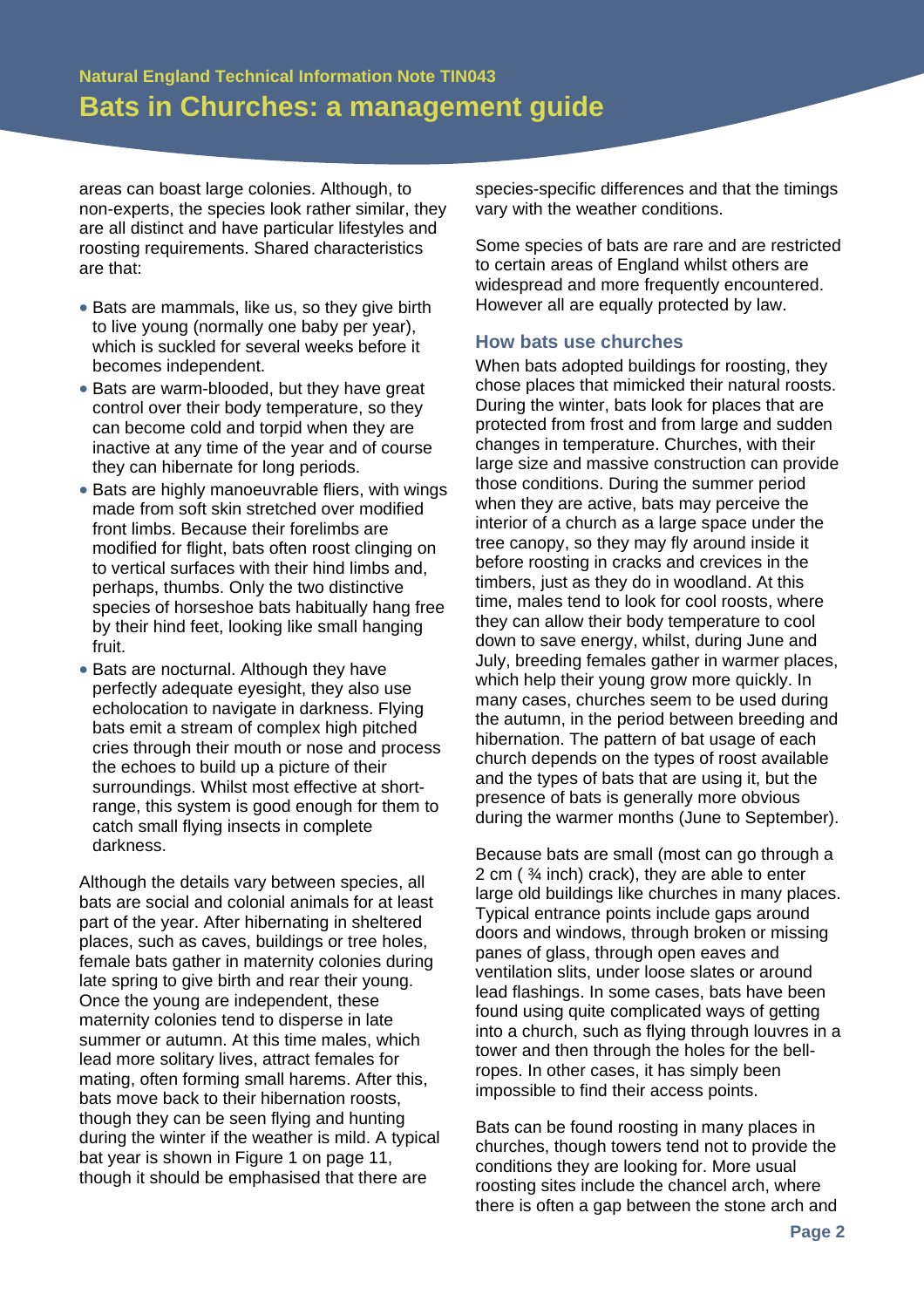areas can boast large colonies. Although, to non-experts, the species look rather similar, they are all distinct and have particular lifestyles and roosting requirements. Shared characteristics are that:

- Bats are mammals, like us, so they give birth to live young (normally one baby per year), which is suckled for several weeks before it becomes independent.
- Bats are warm-blooded, but they have great control over their body temperature, so they can become cold and torpid when they are inactive at any time of the year and of course they can hibernate for long periods.
- Bats are highly manoeuvrable fliers, with wings made from soft skin stretched over modified front limbs. Because their forelimbs are modified for flight, bats often roost clinging on to vertical surfaces with their hind limbs and, perhaps, thumbs. Only the two distinctive species of horseshoe bats habitually hang free by their hind feet, looking like small hanging fruit.
- Bats are nocturnal. Although they have perfectly adequate eyesight, they also use echolocation to navigate in darkness. Flying bats emit a stream of complex high pitched cries through their mouth or nose and process the echoes to build up a picture of their surroundings. Whilst most effective at short-range, this system is good enough for them to catch small flying insects in complete darkness.

Although the details vary between species, all bats are social and colonial animals for at least part of the year. After hibernating in sheltered places, such as caves, buildings or tree holes, female bats gather in maternity colonies during late spring to give birth and rear their young. Once the young are independent, these maternity colonies tend to disperse in late summer or autumn. At this time males, which lead more solitary lives, attract females for mating, often forming small harems. After this, bats move back to their hibernation roosts, though they can be seen flying and hunting during the winter if the weather is mild. A typical bat year is shown in Figure 1 on page 11, though it should be emphasised that there are species-specific differences and that the timings vary with the weather conditions.

Some species of bats are rare and are restricted to certain areas of England whilst others are widespread and more frequently encountered. However all are equally protected by law.

### How bats use churches

When bats adopted buildings for roosting, they chose places that mimicked their natural roosts. During the winter, bats look for places that are protected from frost and from large and sudden changes in temperature. Churches, with their large size and massive construction can provide those conditions. During the summer period when they are active, bats may perceive the interior of a church as a large space under the tree canopy, so they may fly around inside it before roosting in cracks and crevices in the timbers, just as they do in woodland. At this time, males tend to look for cool roosts, where they can allow their body temperature to cool down to save energy, whilst, during June and July, breeding females gather in warmer places, which help their young grow more quickly. In many cases, churches seem to be used during the autumn, in the period between breeding and hibernation. The pattern of bat usage of each church depends on the types of roost available and the types of bats that are using it, but the presence of bats is generally more obvious during the warmer months (June to September).

Because bats are small (most can go through a 2 cm ( ¾ inch) crack), they are able to enter large old buildings like churches in many places. Typical entrance points include gaps around doors and windows, through broken or missing panes of glass, through open eaves and ventilation slits, under loose slates or around lead flashings. In some cases, bats have been found using quite complicated ways of getting into a church, such as flying through louvres in a tower and then through the holes for the bell-ropes. In other cases, it has simply been impossible to find their access points.

Bats can be found roosting in many places in churches, though towers tend not to provide the conditions they are looking for. More usual roosting sites include the chancel arch, where there is often a gap between the stone arch and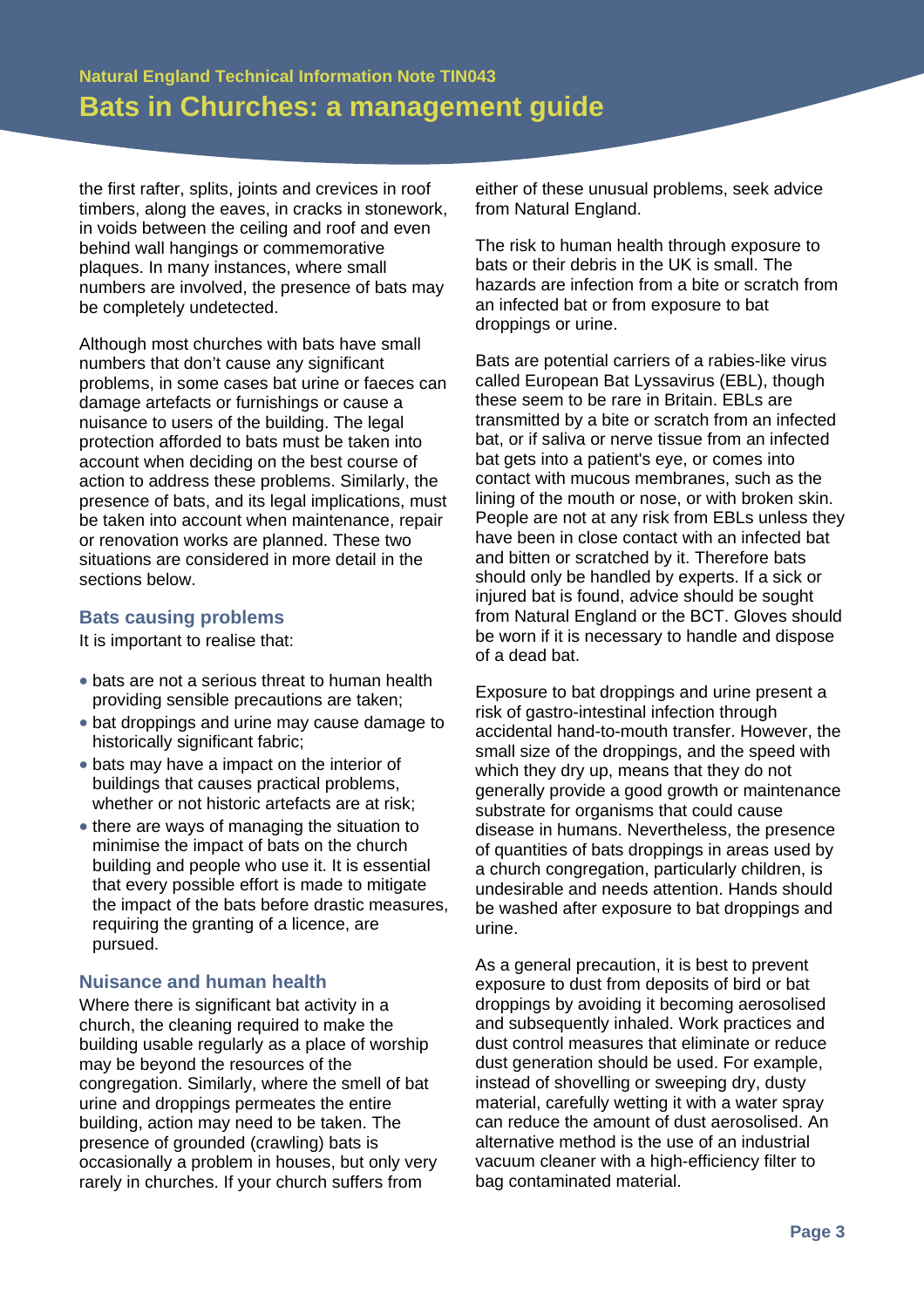the first rafter, splits, joints and crevices in roof timbers, along the eaves, in cracks in stonework, in voids between the ceiling and roof and even behind wall hangings or commemorative plaques. In many instances, where small numbers are involved, the presence of bats may be completely undetected.

Although most churches with bats have small numbers that don't cause any significant problems, in some cases bat urine or faeces can damage artefacts or furnishings or cause a nuisance to users of the building. The legal protection afforded to bats must be taken into account when deciding on the best course of action to address these problems. Similarly, the presence of bats, and its legal implications, must be taken into account when maintenance, repair or renovation works are planned. These two situations are considered in more detail in the sections below.

### Bats causing problems

It is important to realise that:

- bats are not a serious threat to human health providing sensible precautions are taken;
- bat droppings and urine may cause damage to historically significant fabric;
- bats may have a impact on the interior of buildings that causes practical problems, whether or not historic artefacts are at risk;
- there are ways of managing the situation to minimise the impact of bats on the church building and people who use it. It is essential that every possible effort is made to mitigate the impact of the bats before drastic measures, requiring the granting of a licence, are pursued.

### Nuisance and human health

Where there is significant bat activity in a church, the cleaning required to make the building usable regularly as a place of worship may be beyond the resources of the congregation. Similarly, where the smell of bat urine and droppings permeates the entire building, action may need to be taken. The presence of grounded (crawling) bats is occasionally a problem in houses, but only very rarely in churches. If your church suffers from either of these unusual problems, seek advice from Natural England.

The risk to human health through exposure to bats or their debris in the UK is small. The hazards are infection from a bite or scratch from an infected bat or from exposure to bat droppings or urine.

Bats are potential carriers of a rabies-like virus called European Bat Lyssavirus (EBL), though these seem to be rare in Britain. EBLs are transmitted by a bite or scratch from an infected bat, or if saliva or nerve tissue from an infected bat gets into a patient's eye, or comes into contact with mucous membranes, such as the lining of the mouth or nose, or with broken skin. People are not at any risk from EBLs unless they have been in close contact with an infected bat and bitten or scratched by it. Therefore bats should only be handled by experts. If a sick or injured bat is found, advice should be sought from Natural England or the BCT. Gloves should be worn if it is necessary to handle and dispose of a dead bat.

Exposure to bat droppings and urine present a risk of gastro-intestinal infection through accidental hand-to-mouth transfer. However, the small size of the droppings, and the speed with which they dry up, means that they do not generally provide a good growth or maintenance substrate for organisms that could cause disease in humans. Nevertheless, the presence of quantities of bats droppings in areas used by a church congregation, particularly children, is undesirable and needs attention. Hands should be washed after exposure to bat droppings and urine.

As a general precaution, it is best to prevent exposure to dust from deposits of bird or bat droppings by avoiding it becoming aerosolised and subsequently inhaled. Work practices and dust control measures that eliminate or reduce dust generation should be used. For example, instead of shovelling or sweeping dry, dusty material, carefully wetting it with a water spray can reduce the amount of dust aerosolised. An alternative method is the use of an industrial vacuum cleaner with a high-efficiency filter to bag contaminated material.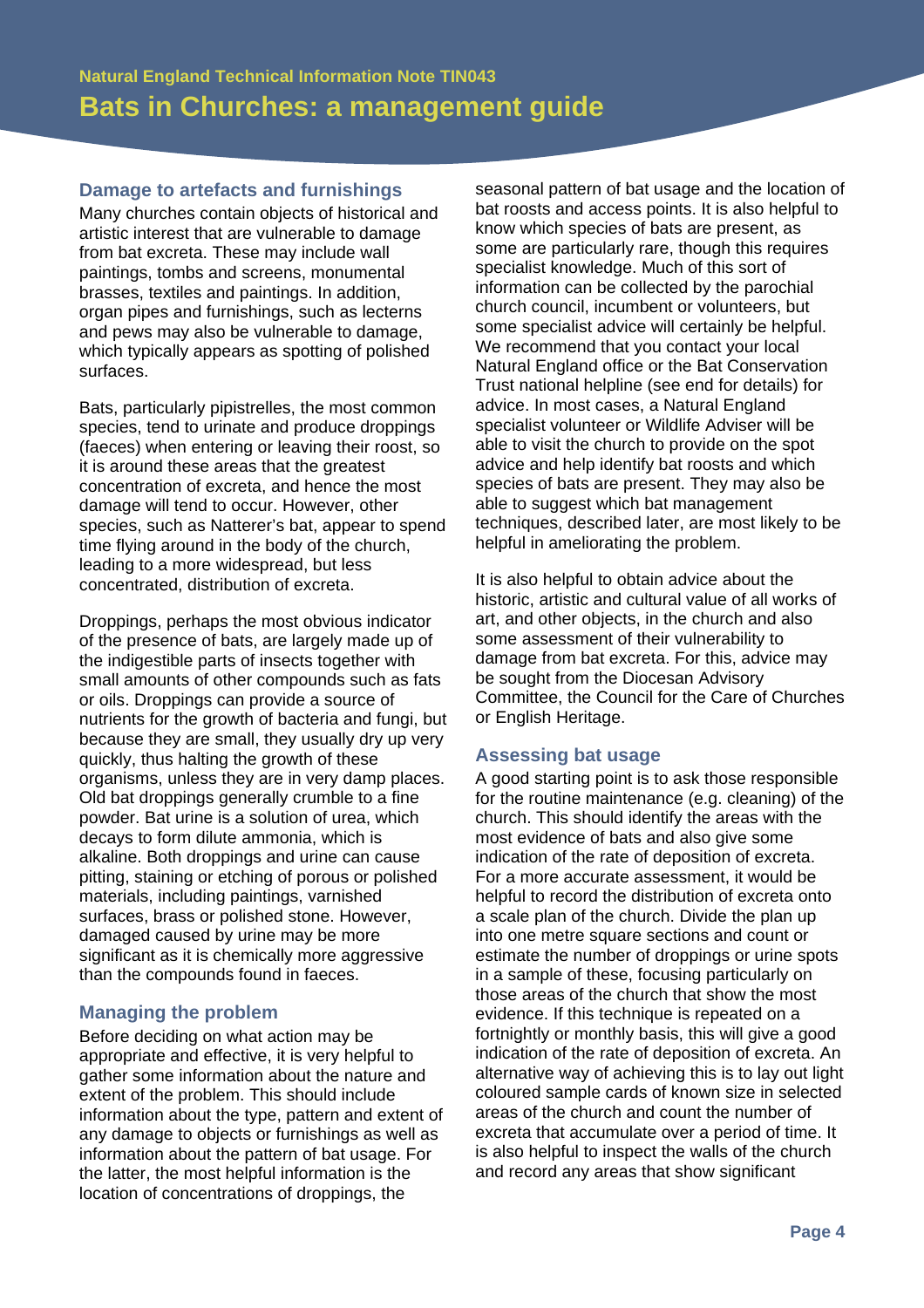## Damage to artefacts and furnishings

Many churches contain objects of historical and artistic interest that are vulnerable to damage from bat excreta. These may include wall paintings, tombs and screens, monumental brasses, textiles and paintings. In addition, organ pipes and furnishings, such as lecterns and pews may also be vulnerable to damage, which typically appears as spotting of polished surfaces.

Bats, particularly pipistrelles, the most common species, tend to urinate and produce droppings (faeces) when entering or leaving their roost, so it is around these areas that the greatest concentration of excreta, and hence the most damage will tend to occur. However, other species, such as Natterer's bat, appear to spend time flying around in the body of the church, leading to a more widespread, but less concentrated, distribution of excreta.

Droppings, perhaps the most obvious indicator of the presence of bats, are largely made up of the indigestible parts of insects together with small amounts of other compounds such as fats or oils. Droppings can provide a source of nutrients for the growth of bacteria and fungi, but because they are small, they usually dry up very quickly, thus halting the growth of these organisms, unless they are in very damp places. Old bat droppings generally crumble to a fine powder. Bat urine is a solution of urea, which decays to form dilute ammonia, which is alkaline. Both droppings and urine can cause pitting, staining or etching of porous or polished materials, including paintings, varnished surfaces, brass or polished stone. However, damaged caused by urine may be more significant as it is chemically more aggressive than the compounds found in faeces.

## Managing the problem

Before deciding on what action may be appropriate and effective, it is very helpful to gather some information about the nature and extent of the problem. This should include information about the type, pattern and extent of any damage to objects or furnishings as well as information about the pattern of bat usage. For the latter, the most helpful information is the location of concentrations of droppings, the seasonal pattern of bat usage and the location of bat roosts and access points. It is also helpful to know which species of bats are present, as some are particularly rare, though this requires specialist knowledge. Much of this sort of information can be collected by the parochial church council, incumbent or volunteers, but some specialist advice will certainly be helpful. We recommend that you contact your local Natural England office or the Bat Conservation Trust national helpline (see end for details) for advice. In most cases, a Natural England specialist volunteer or Wildlife Adviser will be able to visit the church to provide on the spot advice and help identify bat roosts and which species of bats are present. They may also be able to suggest which bat management techniques, described later, are most likely to be helpful in ameliorating the problem.

It is also helpful to obtain advice about the historic, artistic and cultural value of all works of art, and other objects, in the church and also some assessment of their vulnerability to damage from bat excreta. For this, advice may be sought from the Diocesan Advisory Committee, the Council for the Care of Churches or English Heritage.

## Assessing bat usage

A good starting point is to ask those responsible for the routine maintenance (e.g. cleaning) of the church. This should identify the areas with the most evidence of bats and also give some indication of the rate of deposition of excreta. For a more accurate assessment, it would be helpful to record the distribution of excreta onto a scale plan of the church. Divide the plan up into one metre square sections and count or estimate the number of droppings or urine spots in a sample of these, focusing particularly on those areas of the church that show the most evidence. If this technique is repeated on a fortnightly or monthly basis, this will give a good indication of the rate of deposition of excreta. An alternative way of achieving this is to lay out light coloured sample cards of known size in selected areas of the church and count the number of excreta that accumulate over a period of time. It is also helpful to inspect the walls of the church and record any areas that show significant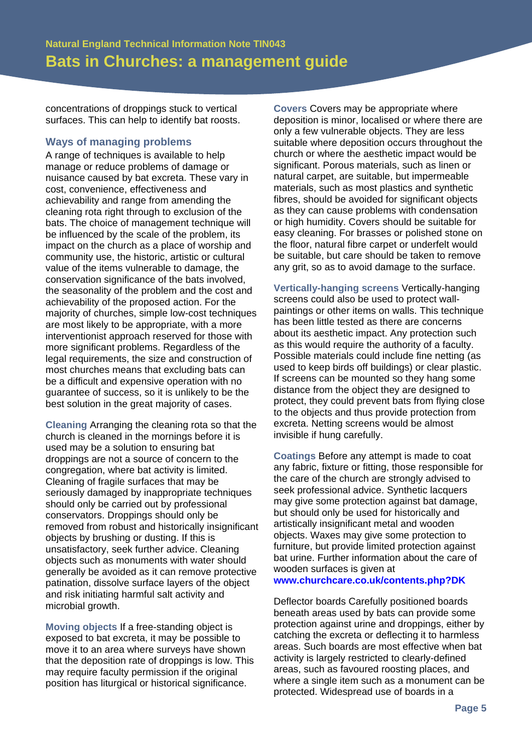concentrations of droppings stuck to vertical surfaces. This can help to identify bat roosts.

### Ways of managing problems

A range of techniques is available to help manage or reduce problems of damage or nuisance caused by bat excreta. These vary in cost, convenience, effectiveness and achievability and range from amending the cleaning rota right through to exclusion of the bats. The choice of management technique will be influenced by the scale of the problem, its impact on the church as a place of worship and community use, the historic, artistic or cultural value of the items vulnerable to damage, the conservation significance of the bats involved, the seasonality of the problem and the cost and achievability of the proposed action. For the majority of churches, simple low-cost techniques are most likely to be appropriate, with a more interventionist approach reserved for those with more significant problems. Regardless of the legal requirements, the size and construction of most churches means that excluding bats can be a difficult and expensive operation with no guarantee of success, so it is unlikely to be the best solution in the great majority of cases.

**Cleaning** Arranging the cleaning rota so that the church is cleaned in the mornings before it is used may be a solution to ensuring bat droppings are not a source of concern to the congregation, where bat activity is limited. Cleaning of fragile surfaces that may be seriously damaged by inappropriate techniques should only be carried out by professional conservators. Droppings should only be removed from robust and historically insignificant objects by brushing or dusting. If this is unsatisfactory, seek further advice. Cleaning objects such as monuments with water should generally be avoided as it can remove protective patination, dissolve surface layers of the object and risk initiating harmful salt activity and microbial growth.

**Moving objects** If a free-standing object is exposed to bat excreta, it may be possible to move it to an area where surveys have shown that the deposition rate of droppings is low. This may require faculty permission if the original position has liturgical or historical significance.

**Covers** Covers may be appropriate where deposition is minor, localised or where there are only a few vulnerable objects. They are less suitable where deposition occurs throughout the church or where the aesthetic impact would be significant. Porous materials, such as linen or natural carpet, are suitable, but impermeable materials, such as most plastics and synthetic fibres, should be avoided for significant objects as they can cause problems with condensation or high humidity. Covers should be suitable for easy cleaning. For brasses or polished stone on the floor, natural fibre carpet or underfelt would be suitable, but care should be taken to remove any grit, so as to avoid damage to the surface.

**Vertically-hanging screens** Vertically-hanging screens could also be used to protect wall-paintings or other items on walls. This technique has been little tested as there are concerns about its aesthetic impact. Any protection such as this would require the authority of a faculty. Possible materials could include fine netting (as used to keep birds off buildings) or clear plastic. If screens can be mounted so they hang some distance from the object they are designed to protect, they could prevent bats from flying close to the objects and thus provide protection from excreta. Netting screens would be almost invisible if hung carefully.

**Coatings** Before any attempt is made to coat any fabric, fixture or fitting, those responsible for the care of the church are strongly advised to seek professional advice. Synthetic lacquers may give some protection against bat damage, but should only be used for historically and artistically insignificant metal and wooden objects. Waxes may give some protection to furniture, but provide limited protection against bat urine. Further information about the care of wooden surfaces is given at **www.churchcare.co.uk/contents.php?DK**

Deflector boards Carefully positioned boards beneath areas used by bats can provide some protection against urine and droppings, either by catching the excreta or deflecting it to harmless areas. Such boards are most effective when bat activity is largely restricted to clearly-defined areas, such as favoured roosting places, and where a single item such as a monument can be protected. Widespread use of boards in a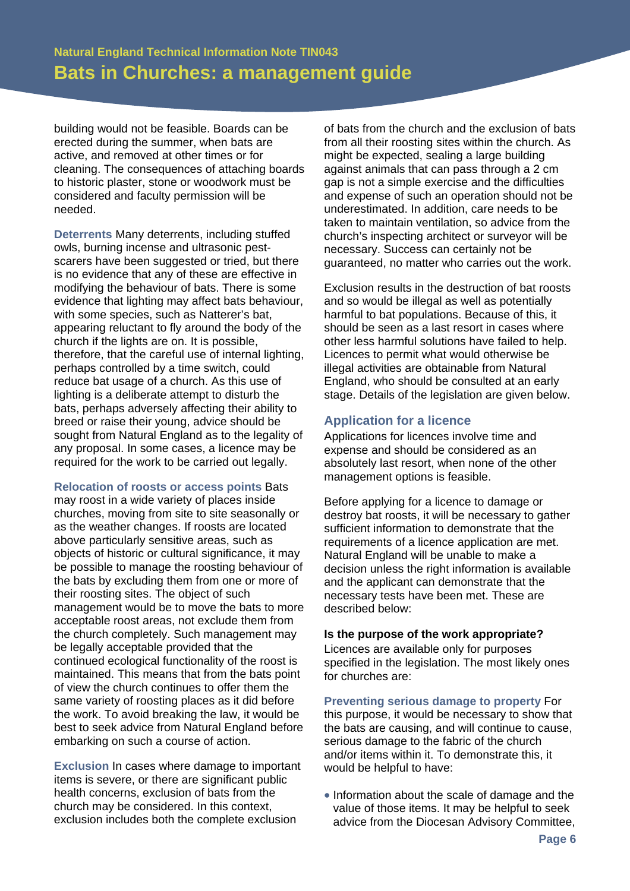building would not be feasible. Boards can be erected during the summer, when bats are active, and removed at other times or for cleaning. The consequences of attaching boards to historic plaster, stone or woodwork must be considered and faculty permission will be needed.

**Deterrents** Many deterrents, including stuffed owls, burning incense and ultrasonic pest-scarers have been suggested or tried, but there is no evidence that any of these are effective in modifying the behaviour of bats. There is some evidence that lighting may affect bats behaviour, with some species, such as Natterer's bat, appearing reluctant to fly around the body of the church if the lights are on. It is possible, therefore, that the careful use of internal lighting, perhaps controlled by a time switch, could reduce bat usage of a church. As this use of lighting is a deliberate attempt to disturb the bats, perhaps adversely affecting their ability to breed or raise their young, advice should be sought from Natural England as to the legality of any proposal. In some cases, a licence may be required for the work to be carried out legally.

**Relocation of roosts or access points** Bats may roost in a wide variety of places inside churches, moving from site to site seasonally or as the weather changes. If roosts are located above particularly sensitive areas, such as objects of historic or cultural significance, it may be possible to manage the roosting behaviour of the bats by excluding them from one or more of their roosting sites. The object of such management would be to move the bats to more acceptable roost areas, not exclude them from the church completely. Such management may be legally acceptable provided that the continued ecological functionality of the roost is maintained. This means that from the bats point of view the church continues to offer them the same variety of roosting places as it did before the work. To avoid breaking the law, it would be best to seek advice from Natural England before embarking on such a course of action.

**Exclusion** In cases where damage to important items is severe, or there are significant public health concerns, exclusion of bats from the church may be considered. In this context, exclusion includes both the complete exclusion of bats from the church and the exclusion of bats from all their roosting sites within the church. As might be expected, sealing a large building against animals that can pass through a 2 cm gap is not a simple exercise and the difficulties and expense of such an operation should not be underestimated. In addition, care needs to be taken to maintain ventilation, so advice from the church's inspecting architect or surveyor will be necessary. Success can certainly not be guaranteed, no matter who carries out the work.

Exclusion results in the destruction of bat roosts and so would be illegal as well as potentially harmful to bat populations. Because of this, it should be seen as a last resort in cases where other less harmful solutions have failed to help. Licences to permit what would otherwise be illegal activities are obtainable from Natural England, who should be consulted at an early stage. Details of the legislation are given below.

## Application for a licence

Applications for licences involve time and expense and should be considered as an absolutely last resort, when none of the other management options is feasible.

Before applying for a licence to damage or destroy bat roosts, it will be necessary to gather sufficient information to demonstrate that the requirements of a licence application are met. Natural England will be unable to make a decision unless the right information is available and the applicant can demonstrate that the necessary tests have been met. These are described below:

**Is the purpose of the work appropriate?**
Licences are available only for purposes specified in the legislation. The most likely ones for churches are:

**Preventing serious damage to property** For this purpose, it would be necessary to show that the bats are causing, and will continue to cause, serious damage to the fabric of the church and/or items within it. To demonstrate this, it would be helpful to have:

- Information about the scale of damage and the value of those items. It may be helpful to seek advice from the Diocesan Advisory Committee,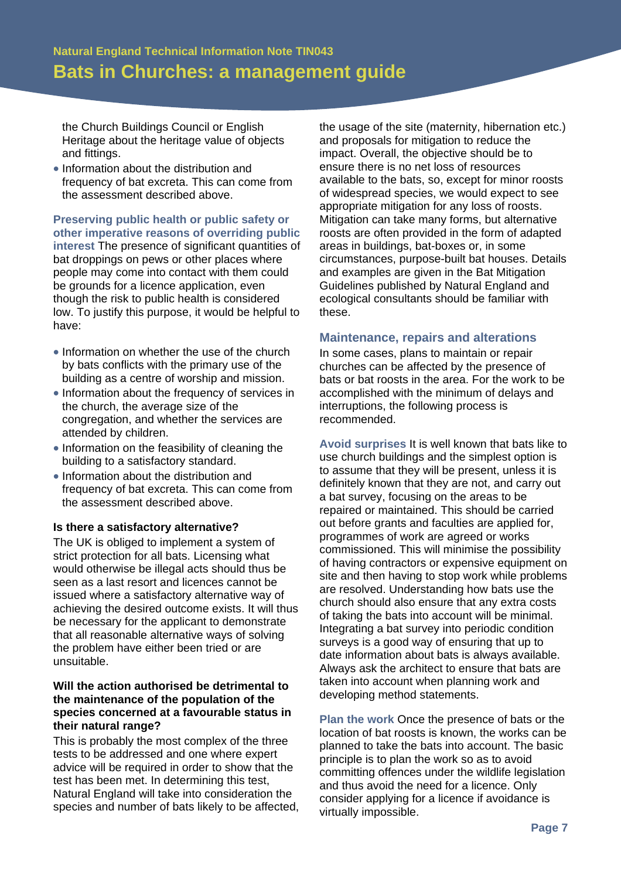the Church Buildings Council or English Heritage about the heritage value of objects and fittings.

- Information about the distribution and frequency of bat excreta. This can come from the assessment described above.

**Preserving public health or public safety or other imperative reasons of overriding public interest** The presence of significant quantities of bat droppings on pews or other places where people may come into contact with them could be grounds for a licence application, even though the risk to public health is considered low. To justify this purpose, it would be helpful to have:

- Information on whether the use of the church by bats conflicts with the primary use of the building as a centre of worship and mission.
- Information about the frequency of services in the church, the average size of the congregation, and whether the services are attended by children.
- Information on the feasibility of cleaning the building to a satisfactory standard.
- Information about the distribution and frequency of bat excreta. This can come from the assessment described above.

#### Is there a satisfactory alternative?

The UK is obliged to implement a system of strict protection for all bats. Licensing what would otherwise be illegal acts should thus be seen as a last resort and licences cannot be issued where a satisfactory alternative way of achieving the desired outcome exists. It will thus be necessary for the applicant to demonstrate that all reasonable alternative ways of solving the problem have either been tried or are unsuitable.

#### Will the action authorised be detrimental to the maintenance of the population of the species concerned at a favourable status in their natural range?

This is probably the most complex of the three tests to be addressed and one where expert advice will be required in order to show that the test has been met. In determining this test, Natural England will take into consideration the species and number of bats likely to be affected, the usage of the site (maternity, hibernation etc.) and proposals for mitigation to reduce the impact. Overall, the objective should be to ensure there is no net loss of resources available to the bats, so, except for minor roosts of widespread species, we would expect to see appropriate mitigation for any loss of roosts. Mitigation can take many forms, but alternative roosts are often provided in the form of adapted areas in buildings, bat-boxes or, in some circumstances, purpose-built bat houses. Details and examples are given in the Bat Mitigation Guidelines published by Natural England and ecological consultants should be familiar with these.

### Maintenance, repairs and alterations

In some cases, plans to maintain or repair churches can be affected by the presence of bats or bat roosts in the area. For the work to be accomplished with the minimum of delays and interruptions, the following process is recommended.

**Avoid surprises** It is well known that bats like to use church buildings and the simplest option is to assume that they will be present, unless it is definitely known that they are not, and carry out a bat survey, focusing on the areas to be repaired or maintained. This should be carried out before grants and faculties are applied for, programmes of work are agreed or works commissioned. This will minimise the possibility of having contractors or expensive equipment on site and then having to stop work while problems are resolved. Understanding how bats use the church should also ensure that any extra costs of taking the bats into account will be minimal. Integrating a bat survey into periodic condition surveys is a good way of ensuring that up to date information about bats is always available. Always ask the architect to ensure that bats are taken into account when planning work and developing method statements.

**Plan the work** Once the presence of bats or the location of bat roosts is known, the works can be planned to take the bats into account. The basic principle is to plan the work so as to avoid committing offences under the wildlife legislation and thus avoid the need for a licence. Only consider applying for a licence if avoidance is virtually impossible.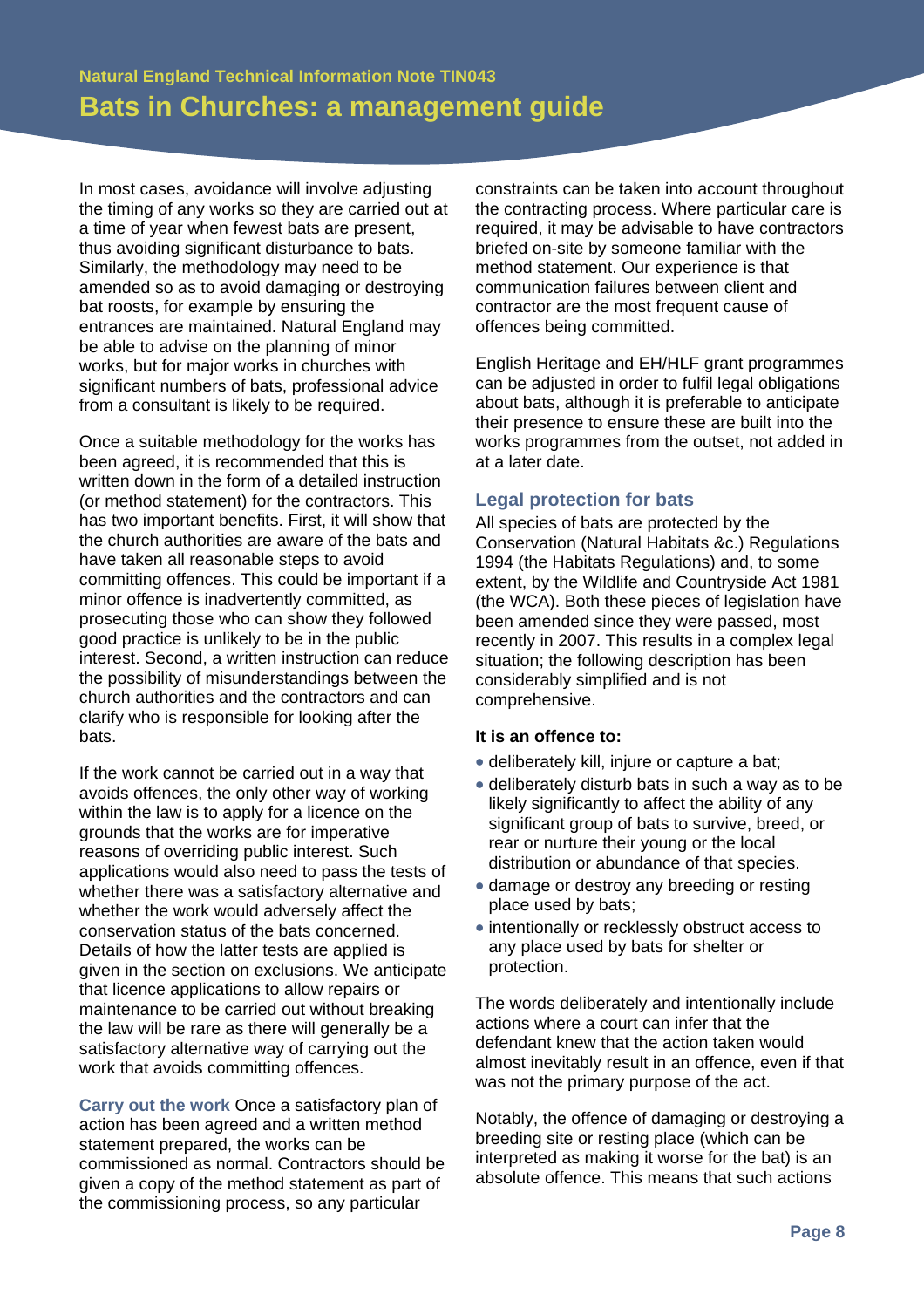In most cases, avoidance will involve adjusting the timing of any works so they are carried out at a time of year when fewest bats are present, thus avoiding significant disturbance to bats. Similarly, the methodology may need to be amended so as to avoid damaging or destroying bat roosts, for example by ensuring the entrances are maintained. Natural England may be able to advise on the planning of minor works, but for major works in churches with significant numbers of bats, professional advice from a consultant is likely to be required.

Once a suitable methodology for the works has been agreed, it is recommended that this is written down in the form of a detailed instruction (or method statement) for the contractors. This has two important benefits. First, it will show that the church authorities are aware of the bats and have taken all reasonable steps to avoid committing offences. This could be important if a minor offence is inadvertently committed, as prosecuting those who can show they followed good practice is unlikely to be in the public interest. Second, a written instruction can reduce the possibility of misunderstandings between the church authorities and the contractors and can clarify who is responsible for looking after the bats.

If the work cannot be carried out in a way that avoids offences, the only other way of working within the law is to apply for a licence on the grounds that the works are for imperative reasons of overriding public interest. Such applications would also need to pass the tests of whether there was a satisfactory alternative and whether the work would adversely affect the conservation status of the bats concerned. Details of how the latter tests are applied is given in the section on exclusions. We anticipate that licence applications to allow repairs or maintenance to be carried out without breaking the law will be rare as there will generally be a satisfactory alternative way of carrying out the work that avoids committing offences.

**Carry out the work** Once a satisfactory plan of action has been agreed and a written method statement prepared, the works can be commissioned as normal. Contractors should be given a copy of the method statement as part of the commissioning process, so any particular constraints can be taken into account throughout the contracting process. Where particular care is required, it may be advisable to have contractors briefed on-site by someone familiar with the method statement. Our experience is that communication failures between client and contractor are the most frequent cause of offences being committed.

English Heritage and EH/HLF grant programmes can be adjusted in order to fulfil legal obligations about bats, although it is preferable to anticipate their presence to ensure these are built into the works programmes from the outset, not added in at a later date.

## Legal protection for bats

All species of bats are protected by the Conservation (Natural Habitats &c.) Regulations 1994 (the Habitats Regulations) and, to some extent, by the Wildlife and Countryside Act 1981 (the WCA). Both these pieces of legislation have been amended since they were passed, most recently in 2007. This results in a complex legal situation; the following description has been considerably simplified and is not comprehensive.

**It is an offence to:**

- deliberately kill, injure or capture a bat;
- deliberately disturb bats in such a way as to be likely significantly to affect the ability of any significant group of bats to survive, breed, or rear or nurture their young or the local distribution or abundance of that species.
- damage or destroy any breeding or resting place used by bats;
- intentionally or recklessly obstruct access to any place used by bats for shelter or protection.

The words deliberately and intentionally include actions where a court can infer that the defendant knew that the action taken would almost inevitably result in an offence, even if that was not the primary purpose of the act.

Notably, the offence of damaging or destroying a breeding site or resting place (which can be interpreted as making it worse for the bat) is an absolute offence. This means that such actions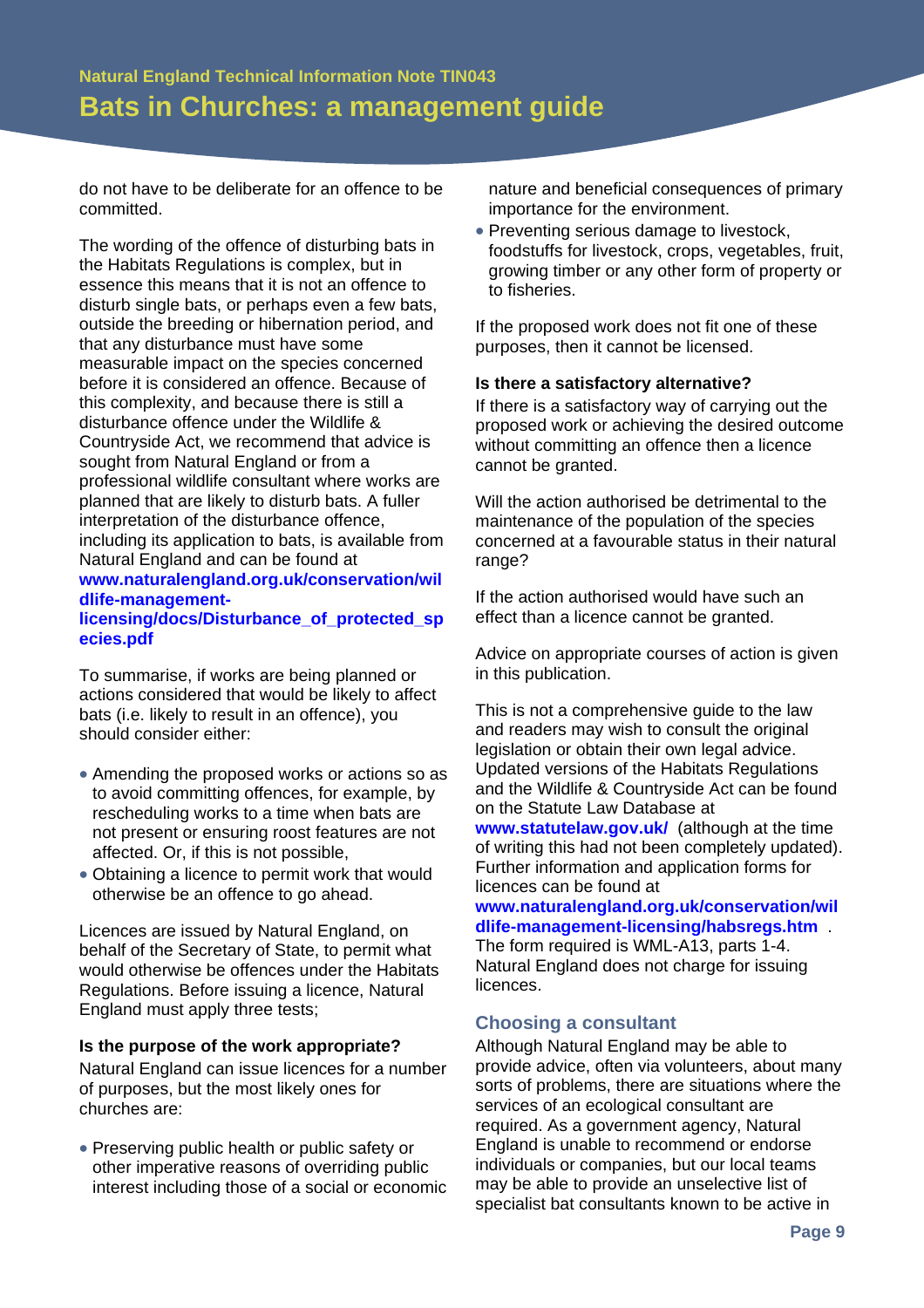do not have to be deliberate for an offence to be committed.

The wording of the offence of disturbing bats in the Habitats Regulations is complex, but in essence this means that it is not an offence to disturb single bats, or perhaps even a few bats, outside the breeding or hibernation period, and that any disturbance must have some measurable impact on the species concerned before it is considered an offence. Because of this complexity, and because there is still a disturbance offence under the Wildlife & Countryside Act, we recommend that advice is sought from Natural England or from a professional wildlife consultant where works are planned that are likely to disturb bats. A fuller interpretation of the disturbance offence, including its application to bats, is available from Natural England and can be found at **www.naturalengland.org.uk/conservation/wildlife-management-licensing/docs/Disturbance_of_protected_species.pdf**

To summarise, if works are being planned or actions considered that would be likely to affect bats (i.e. likely to result in an offence), you should consider either:

- Amending the proposed works or actions so as to avoid committing offences, for example, by rescheduling works to a time when bats are not present or ensuring roost features are not affected. Or, if this is not possible,
- Obtaining a licence to permit work that would otherwise be an offence to go ahead.

Licences are issued by Natural England, on behalf of the Secretary of State, to permit what would otherwise be offences under the Habitats Regulations. Before issuing a licence, Natural England must apply three tests;

**Is the purpose of the work appropriate?**

Natural England can issue licences for a number of purposes, but the most likely ones for churches are:

- Preserving public health or public safety or other imperative reasons of overriding public interest including those of a social or economic nature and beneficial consequences of primary importance for the environment.
- Preventing serious damage to livestock, foodstuffs for livestock, crops, vegetables, fruit, growing timber or any other form of property or to fisheries.

If the proposed work does not fit one of these purposes, then it cannot be licensed.

**Is there a satisfactory alternative?**

If there is a satisfactory way of carrying out the proposed work or achieving the desired outcome without committing an offence then a licence cannot be granted.

Will the action authorised be detrimental to the maintenance of the population of the species concerned at a favourable status in their natural range?

If the action authorised would have such an effect than a licence cannot be granted.

Advice on appropriate courses of action is given in this publication.

This is not a comprehensive guide to the law and readers may wish to consult the original legislation or obtain their own legal advice. Updated versions of the Habitats Regulations and the Wildlife & Countryside Act can be found on the Statute Law Database at **www.statutelaw.gov.uk/** (although at the time of writing this had not been completely updated). Further information and application forms for licences can be found at **www.naturalengland.org.uk/conservation/wildlife-management-licensing/habsregs.htm** . The form required is WML-A13, parts 1-4. Natural England does not charge for issuing licences.

## Choosing a consultant

Although Natural England may be able to provide advice, often via volunteers, about many sorts of problems, there are situations where the services of an ecological consultant are required. As a government agency, Natural England is unable to recommend or endorse individuals or companies, but our local teams may be able to provide an unselective list of specialist bat consultants known to be active in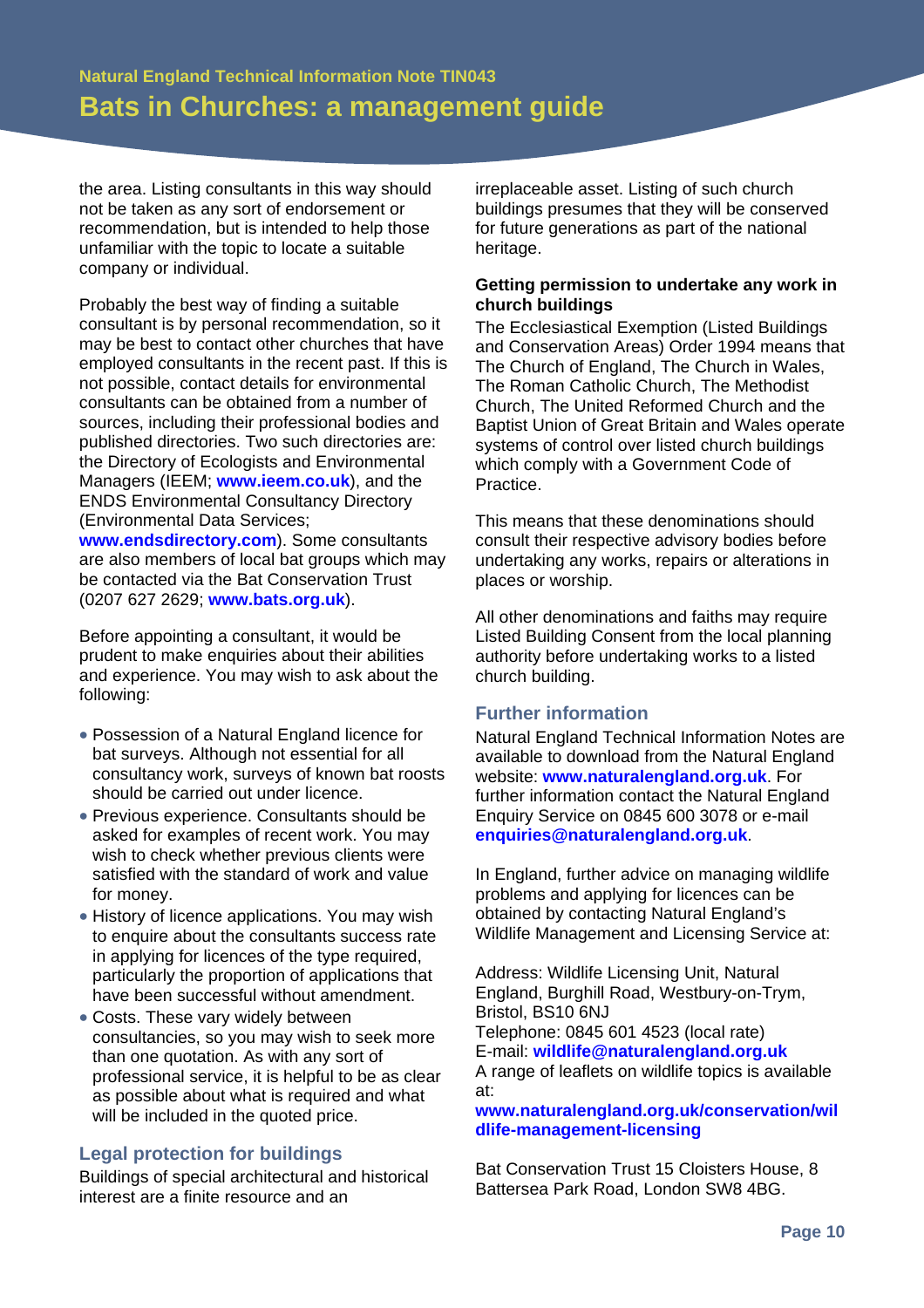the area. Listing consultants in this way should not be taken as any sort of endorsement or recommendation, but is intended to help those unfamiliar with the topic to locate a suitable company or individual.

Probably the best way of finding a suitable consultant is by personal recommendation, so it may be best to contact other churches that have employed consultants in the recent past. If this is not possible, contact details for environmental consultants can be obtained from a number of sources, including their professional bodies and published directories. Two such directories are: the Directory of Ecologists and Environmental Managers (IEEM; **www.ieem.co.uk**), and the ENDS Environmental Consultancy Directory (Environmental Data Services; **www.endsdirectory.com**). Some consultants are also members of local bat groups which may be contacted via the Bat Conservation Trust (0207 627 2629; **www.bats.org.uk**).

Before appointing a consultant, it would be prudent to make enquiries about their abilities and experience. You may wish to ask about the following:

- Possession of a Natural England licence for bat surveys. Although not essential for all consultancy work, surveys of known bat roosts should be carried out under licence.
- Previous experience. Consultants should be asked for examples of recent work. You may wish to check whether previous clients were satisfied with the standard of work and value for money.
- History of licence applications. You may wish to enquire about the consultants success rate in applying for licences of the type required, particularly the proportion of applications that have been successful without amendment.
- Costs. These vary widely between consultancies, so you may wish to seek more than one quotation. As with any sort of professional service, it is helpful to be as clear as possible about what is required and what will be included in the quoted price.

## Legal protection for buildings

Buildings of special architectural and historical interest are a finite resource and an irreplaceable asset. Listing of such church buildings presumes that they will be conserved for future generations as part of the national heritage.

**Getting permission to undertake any work in church buildings**

The Ecclesiastical Exemption (Listed Buildings and Conservation Areas) Order 1994 means that The Church of England, The Church in Wales, The Roman Catholic Church, The Methodist Church, The United Reformed Church and the Baptist Union of Great Britain and Wales operate systems of control over listed church buildings which comply with a Government Code of Practice.

This means that these denominations should consult their respective advisory bodies before undertaking any works, repairs or alterations in places or worship.

All other denominations and faiths may require Listed Building Consent from the local planning authority before undertaking works to a listed church building.

## Further information

Natural England Technical Information Notes are available to download from the Natural England website: **www.naturalengland.org.uk**. For further information contact the Natural England Enquiry Service on 0845 600 3078 or e-mail **enquiries@naturalengland.org.uk**.

In England, further advice on managing wildlife problems and applying for licences can be obtained by contacting Natural England's Wildlife Management and Licensing Service at:

Address: Wildlife Licensing Unit, Natural England, Burghill Road, Westbury-on-Trym, Bristol, BS10 6NJ
Telephone: 0845 601 4523 (local rate)
E-mail: **wildlife@naturalengland.org.uk**
A range of leaflets on wildlife topics is available at:
**www.naturalengland.org.uk/conservation/wildlife-management-licensing**

Bat Conservation Trust 15 Cloisters House, 8 Battersea Park Road, London SW8 4BG.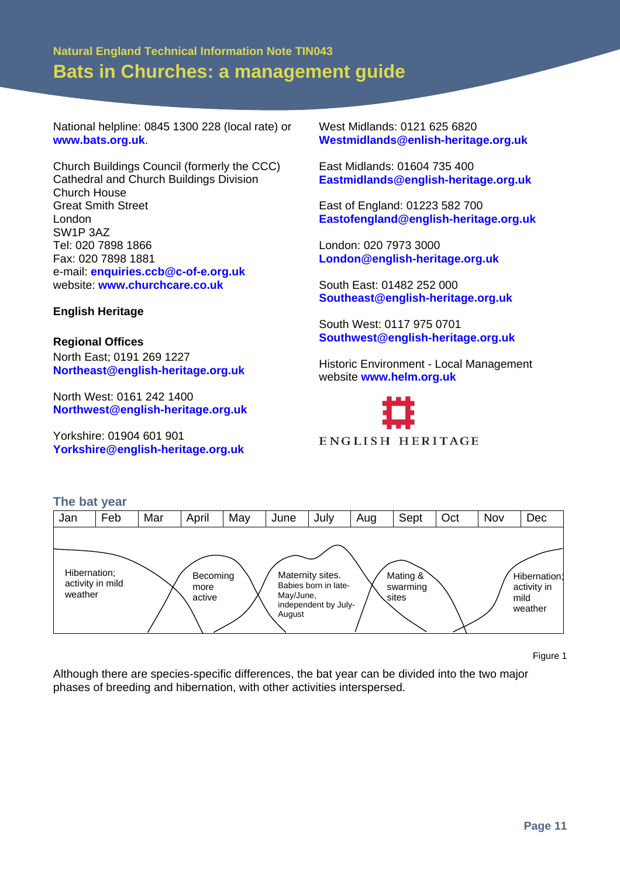National helpline: 0845 1300 228 (local rate) or **www.bats.org.uk**.

Church Buildings Council (formerly the CCC)
Cathedral and Church Buildings Division
Church House
Great Smith Street
London
SW1P 3AZ
Tel: 020 7898 1866
Fax: 020 7898 1881
e-mail: **enquiries.ccb@c-of-e.org.uk**
website: **www.churchcare.co.uk**

**English Heritage**

**Regional Offices**

North East; 0191 269 1227
**Northeast@english-heritage.org.uk**

North West: 0161 242 1400
**Northwest@english-heritage.org.uk**

Yorkshire: 01904 601 901
**Yorkshire@english-heritage.org.uk**

West Midlands: 0121 625 6820
**Westmidlands@enlish-heritage.org.uk**

East Midlands: 01604 735 400
**Eastmidlands@english-heritage.org.uk**

East of England: 01223 582 700
**Eastofengland@english-heritage.org.uk**

London: 020 7973 3000
**London@english-heritage.org.uk**

South East: 01482 252 000
**Southeast@english-heritage.org.uk**

South West: 0117 975 0701
**Southwest@english-heritage.org.uk**

Historic Environment - Local Management website **www.helm.org.uk**

ENGLISH HERITAGE

## The bat year

Jan Feb Mar April May June July Aug Sept Oct Nov Dec

Hibernation; activity in mild weather

Becoming more active

Maternity sites. Babies born in late-May/June, independent by July-August

Mating & swarming sites

Hibernation; activity in mild weather

Figure 1

Although there are species-specific differences, the bat year can be divided into the two major phases of breeding and hibernation, with other activities interspersed.